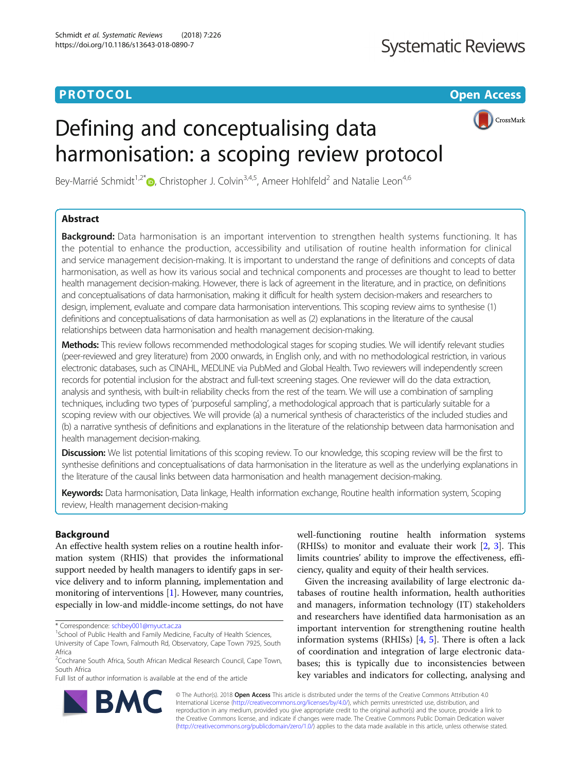PROTOCOL

Open Access

# Defining and conceptualising data harmonisation: a scoping review protocol

Bey-Marrié Schmidt[1,2*], Christopher J. Colvin[3,4,5], Ameer Hohlfeld[2] and Natalie Leon[4,6]

## Abstract

**Background:** Data harmonisation is an important intervention to strengthen health systems functioning. It has the potential to enhance the production, accessibility and utilisation of routine health information for clinical and service management decision-making. It is important to understand the range of definitions and concepts of data harmonisation, as well as how its various social and technical components and processes are thought to lead to better health management decision-making. However, there is lack of agreement in the literature, and in practice, on definitions and conceptualisations of data harmonisation, making it difficult for health system decision-makers and researchers to design, implement, evaluate and compare data harmonisation interventions. This scoping review aims to synthesise (1) definitions and conceptualisations of data harmonisation as well as (2) explanations in the literature of the causal relationships between data harmonisation and health management decision-making.

**Methods:** This review follows recommended methodological stages for scoping studies. We will identify relevant studies (peer-reviewed and grey literature) from 2000 onwards, in English only, and with no methodological restriction, in various electronic databases, such as CINAHL, MEDLINE via PubMed and Global Health. Two reviewers will independently screen records for potential inclusion for the abstract and full-text screening stages. One reviewer will do the data extraction, analysis and synthesis, with built-in reliability checks from the rest of the team. We will use a combination of sampling techniques, including two types of 'purposeful sampling', a methodological approach that is particularly suitable for a scoping review with our objectives. We will provide (a) a numerical synthesis of characteristics of the included studies and (b) a narrative synthesis of definitions and explanations in the literature of the relationship between data harmonisation and health management decision-making.

**Discussion:** We list potential limitations of this scoping review. To our knowledge, this scoping review will be the first to synthesise definitions and conceptualisations of data harmonisation in the literature as well as the underlying explanations in the literature of the causal links between data harmonisation and health management decision-making.

**Keywords:** Data harmonisation, Data linkage, Health information exchange, Routine health information system, Scoping review, Health management decision-making

## Background

An effective health system relies on a routine health information system (RHIS) that provides the informational support needed by health managers to identify gaps in service delivery and to inform planning, implementation and monitoring of interventions [1]. However, many countries, especially in low-and middle-income settings, do not have well-functioning routine health information systems (RHISs) to monitor and evaluate their work [2, 3]. This limits countries' ability to improve the effectiveness, efficiency, quality and equity of their health services.

Given the increasing availability of large electronic databases of routine health information, health authorities and managers, information technology (IT) stakeholders and researchers have identified data harmonisation as an important intervention for strengthening routine health information systems (RHISs) [4, 5]. There is often a lack of coordination and integration of large electronic databases; this is typically due to inconsistencies between key variables and indicators for collecting, analysing and

\* Correspondence: schbey001@myuct.ac.za
[1]School of Public Health and Family Medicine, Faculty of Health Sciences, University of Cape Town, Falmouth Rd, Observatory, Cape Town 7925, South Africa
[2]Cochrane South Africa, South African Medical Research Council, Cape Town, South Africa
Full list of author information is available at the end of the article

© The Author(s). 2018 **Open Access** This article is distributed under the terms of the Creative Commons Attribution 4.0 International License (http://creativecommons.org/licenses/by/4.0/), which permits unrestricted use, distribution, and reproduction in any medium, provided you give appropriate credit to the original author(s) and the source, provide a link to the Creative Commons license, and indicate if changes were made. The Creative Commons Public Domain Dedication waiver (http://creativecommons.org/publicdomain/zero/1.0/) applies to the data made available in this article, unless otherwise stated.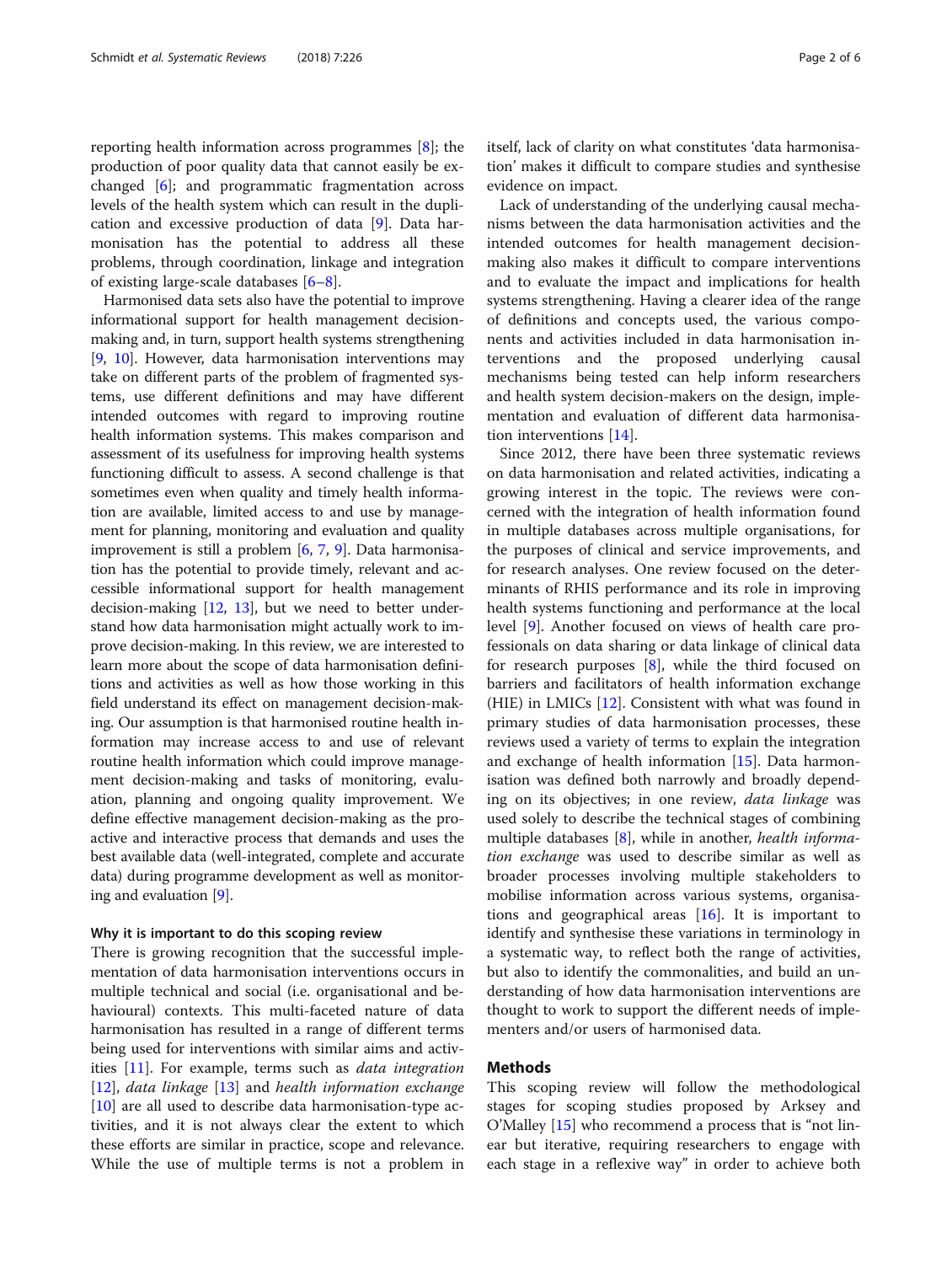reporting health information across programmes [8]; the production of poor quality data that cannot easily be exchanged [6]; and programmatic fragmentation across levels of the health system which can result in the duplication and excessive production of data [9]. Data harmonisation has the potential to address all these problems, through coordination, linkage and integration of existing large-scale databases [6–8].

Harmonised data sets also have the potential to improve informational support for health management decision-making and, in turn, support health systems strengthening [9, 10]. However, data harmonisation interventions may take on different parts of the problem of fragmented systems, use different definitions and may have different intended outcomes with regard to improving routine health information systems. This makes comparison and assessment of its usefulness for improving health systems functioning difficult to assess. A second challenge is that sometimes even when quality and timely health information are available, limited access to and use by management for planning, monitoring and evaluation and quality improvement is still a problem [6, 7, 9]. Data harmonisation has the potential to provide timely, relevant and accessible informational support for health management decision-making [12, 13], but we need to better understand how data harmonisation might actually work to improve decision-making. In this review, we are interested to learn more about the scope of data harmonisation definitions and activities as well as how those working in this field understand its effect on management decision-making. Our assumption is that harmonised routine health information may increase access to and use of relevant routine health information which could improve management decision-making and tasks of monitoring, evaluation, planning and ongoing quality improvement. We define effective management decision-making as the proactive and interactive process that demands and uses the best available data (well-integrated, complete and accurate data) during programme development as well as monitoring and evaluation [9].

#### Why it is important to do this scoping review

There is growing recognition that the successful implementation of data harmonisation interventions occurs in multiple technical and social (i.e. organisational and behavioural) contexts. This multi-faceted nature of data harmonisation has resulted in a range of different terms being used for interventions with similar aims and activities [11]. For example, terms such as *data integration* [12], *data linkage* [13] and *health information exchange* [10] are all used to describe data harmonisation-type activities, and it is not always clear the extent to which these efforts are similar in practice, scope and relevance. While the use of multiple terms is not a problem in itself, lack of clarity on what constitutes 'data harmonisation' makes it difficult to compare studies and synthesise evidence on impact.

Lack of understanding of the underlying causal mechanisms between the data harmonisation activities and the intended outcomes for health management decision-making also makes it difficult to compare interventions and to evaluate the impact and implications for health systems strengthening. Having a clearer idea of the range of definitions and concepts used, the various components and activities included in data harmonisation interventions and the proposed underlying causal mechanisms being tested can help inform researchers and health system decision-makers on the design, implementation and evaluation of different data harmonisation interventions [14].

Since 2012, there have been three systematic reviews on data harmonisation and related activities, indicating a growing interest in the topic. The reviews were concerned with the integration of health information found in multiple databases across multiple organisations, for the purposes of clinical and service improvements, and for research analyses. One review focused on the determinants of RHIS performance and its role in improving health systems functioning and performance at the local level [9]. Another focused on views of health care professionals on data sharing or data linkage of clinical data for research purposes [8], while the third focused on barriers and facilitators of health information exchange (HIE) in LMICs [12]. Consistent with what was found in primary studies of data harmonisation processes, these reviews used a variety of terms to explain the integration and exchange of health information [15]. Data harmonisation was defined both narrowly and broadly depending on its objectives; in one review, *data linkage* was used solely to describe the technical stages of combining multiple databases [8], while in another, *health information exchange* was used to describe similar as well as broader processes involving multiple stakeholders to mobilise information across various systems, organisations and geographical areas [16]. It is important to identify and synthesise these variations in terminology in a systematic way, to reflect both the range of activities, but also to identify the commonalities, and build an understanding of how data harmonisation interventions are thought to work to support the different needs of implementers and/or users of harmonised data.

## Methods

This scoping review will follow the methodological stages for scoping studies proposed by Arksey and O'Malley [15] who recommend a process that is "not linear but iterative, requiring researchers to engage with each stage in a reflexive way" in order to achieve both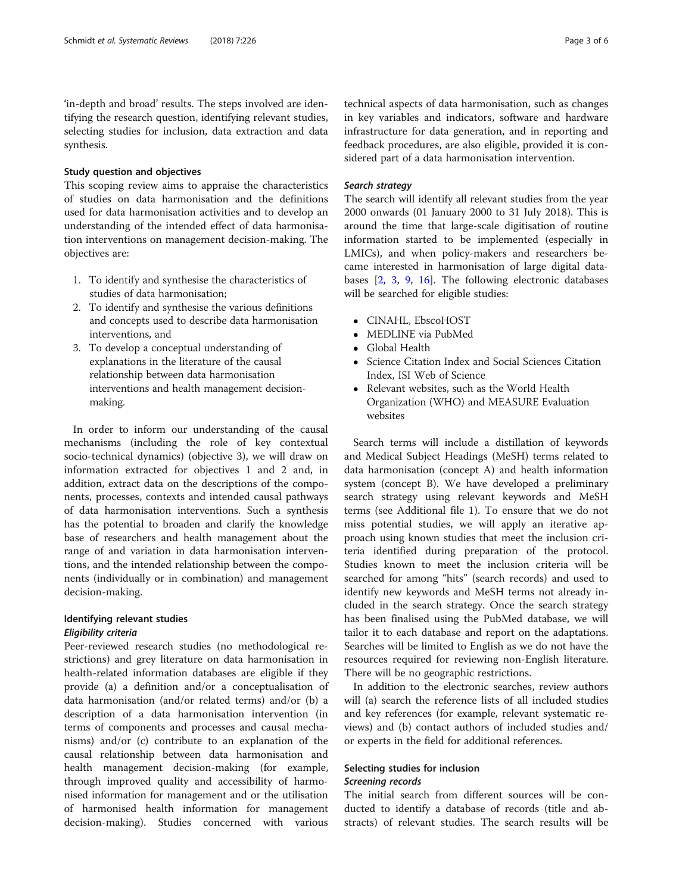'in-depth and broad' results. The steps involved are identifying the research question, identifying relevant studies, selecting studies for inclusion, data extraction and data synthesis.

### Study question and objectives

This scoping review aims to appraise the characteristics of studies on data harmonisation and the definitions used for data harmonisation activities and to develop an understanding of the intended effect of data harmonisation interventions on management decision-making. The objectives are:

1. To identify and synthesise the characteristics of studies of data harmonisation;
2. To identify and synthesise the various definitions and concepts used to describe data harmonisation interventions, and
3. To develop a conceptual understanding of explanations in the literature of the causal relationship between data harmonisation interventions and health management decision-making.

In order to inform our understanding of the causal mechanisms (including the role of key contextual socio-technical dynamics) (objective 3), we will draw on information extracted for objectives 1 and 2 and, in addition, extract data on the descriptions of the components, processes, contexts and intended causal pathways of data harmonisation interventions. Such a synthesis has the potential to broaden and clarify the knowledge base of researchers and health management about the range of and variation in data harmonisation interventions, and the intended relationship between the components (individually or in combination) and management decision-making.

### Identifying relevant studies

#### *Eligibility criteria*

Peer-reviewed research studies (no methodological restrictions) and grey literature on data harmonisation in health-related information databases are eligible if they provide (a) a definition and/or a conceptualisation of data harmonisation (and/or related terms) and/or (b) a description of a data harmonisation intervention (in terms of components and processes and causal mechanisms) and/or (c) contribute to an explanation of the causal relationship between data harmonisation and health management decision-making (for example, through improved quality and accessibility of harmonised information for management and or the utilisation of harmonised health information for management decision-making). Studies concerned with various technical aspects of data harmonisation, such as changes in key variables and indicators, software and hardware infrastructure for data generation, and in reporting and feedback procedures, are also eligible, provided it is considered part of a data harmonisation intervention.

#### *Search strategy*

The search will identify all relevant studies from the year 2000 onwards (01 January 2000 to 31 July 2018). This is around the time that large-scale digitisation of routine information started to be implemented (especially in LMICs), and when policy-makers and researchers became interested in harmonisation of large digital databases [2, 3, 9, 16]. The following electronic databases will be searched for eligible studies:

- CINAHL, EbscoHOST
- MEDLINE via PubMed
- Global Health
- Science Citation Index and Social Sciences Citation Index, ISI Web of Science
- Relevant websites, such as the World Health Organization (WHO) and MEASURE Evaluation websites

Search terms will include a distillation of keywords and Medical Subject Headings (MeSH) terms related to data harmonisation (concept A) and health information system (concept B). We have developed a preliminary search strategy using relevant keywords and MeSH terms (see Additional file 1). To ensure that we do not miss potential studies, we will apply an iterative approach using known studies that meet the inclusion criteria identified during preparation of the protocol. Studies known to meet the inclusion criteria will be searched for among "hits" (search records) and used to identify new keywords and MeSH terms not already included in the search strategy. Once the search strategy has been finalised using the PubMed database, we will tailor it to each database and report on the adaptations. Searches will be limited to English as we do not have the resources required for reviewing non-English literature. There will be no geographic restrictions.

In addition to the electronic searches, review authors will (a) search the reference lists of all included studies and key references (for example, relevant systematic reviews) and (b) contact authors of included studies and/or experts in the field for additional references.

### Selecting studies for inclusion

#### *Screening records*

The initial search from different sources will be conducted to identify a database of records (title and abstracts) of relevant studies. The search results will be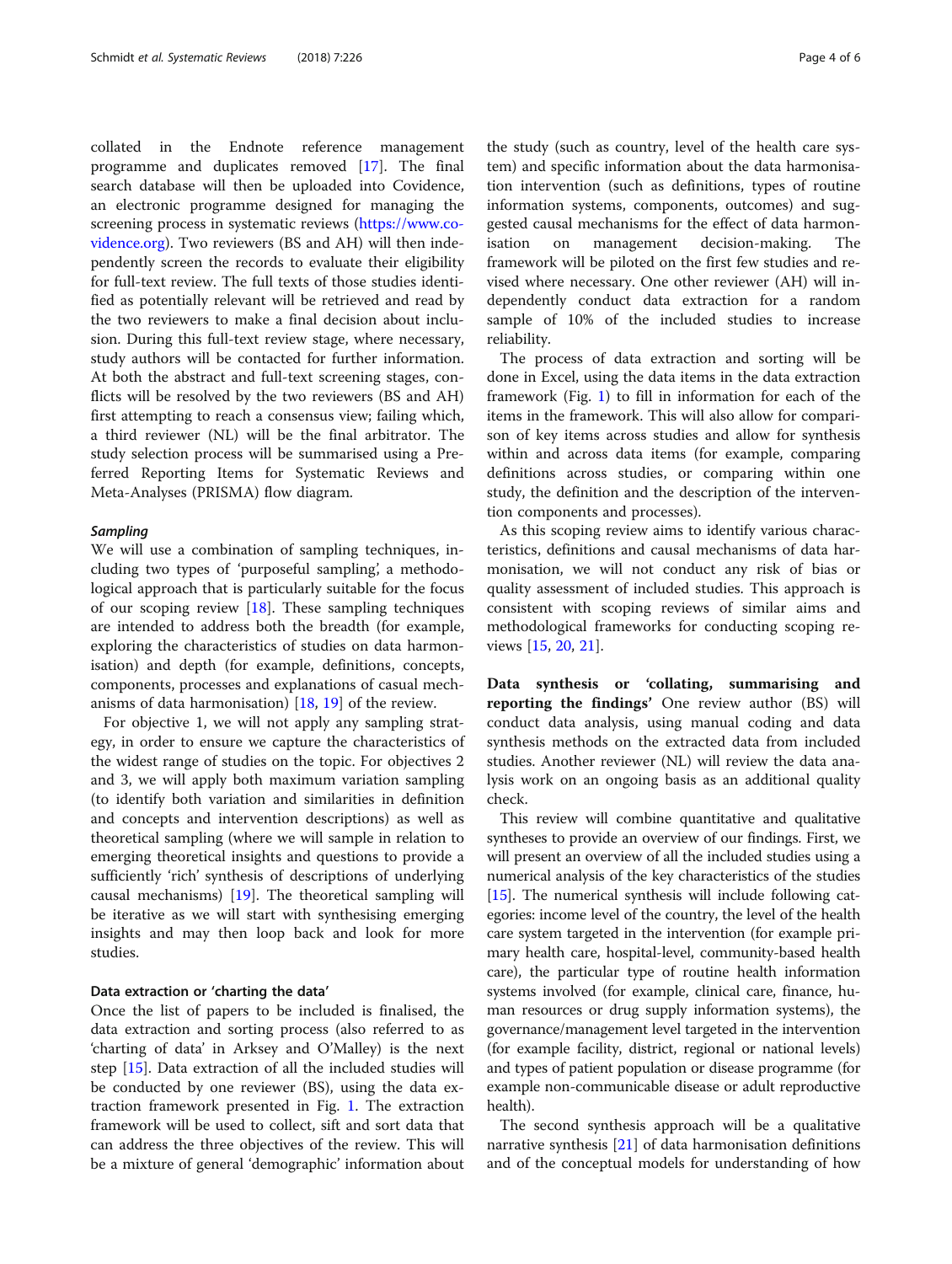collated in the Endnote reference management programme and duplicates removed [17]. The final search database will then be uploaded into Covidence, an electronic programme designed for managing the screening process in systematic reviews (https://www.covidence.org). Two reviewers (BS and AH) will then independently screen the records to evaluate their eligibility for full-text review. The full texts of those studies identified as potentially relevant will be retrieved and read by the two reviewers to make a final decision about inclusion. During this full-text review stage, where necessary, study authors will be contacted for further information. At both the abstract and full-text screening stages, conflicts will be resolved by the two reviewers (BS and AH) first attempting to reach a consensus view; failing which, a third reviewer (NL) will be the final arbitrator. The study selection process will be summarised using a Preferred Reporting Items for Systematic Reviews and Meta-Analyses (PRISMA) flow diagram.

#### *Sampling*

We will use a combination of sampling techniques, including two types of 'purposeful sampling', a methodological approach that is particularly suitable for the focus of our scoping review [18]. These sampling techniques are intended to address both the breadth (for example, exploring the characteristics of studies on data harmonisation) and depth (for example, definitions, concepts, components, processes and explanations of casual mechanisms of data harmonisation) [18, 19] of the review.

For objective 1, we will not apply any sampling strategy, in order to ensure we capture the characteristics of the widest range of studies on the topic. For objectives 2 and 3, we will apply both maximum variation sampling (to identify both variation and similarities in definition and concepts and intervention descriptions) as well as theoretical sampling (where we will sample in relation to emerging theoretical insights and questions to provide a sufficiently 'rich' synthesis of descriptions of underlying causal mechanisms) [19]. The theoretical sampling will be iterative as we will start with synthesising emerging insights and may then loop back and look for more studies.

#### Data extraction or 'charting the data'

Once the list of papers to be included is finalised, the data extraction and sorting process (also referred to as 'charting of data' in Arksey and O'Malley) is the next step [15]. Data extraction of all the included studies will be conducted by one reviewer (BS), using the data extraction framework presented in Fig. 1. The extraction framework will be used to collect, sift and sort data that can address the three objectives of the review. This will be a mixture of general 'demographic' information about the study (such as country, level of the health care system) and specific information about the data harmonisation intervention (such as definitions, types of routine information systems, components, outcomes) and suggested causal mechanisms for the effect of data harmonisation on management decision-making. The framework will be piloted on the first few studies and revised where necessary. One other reviewer (AH) will independently conduct data extraction for a random sample of 10% of the included studies to increase reliability.

The process of data extraction and sorting will be done in Excel, using the data items in the data extraction framework (Fig. 1) to fill in information for each of the items in the framework. This will also allow for comparison of key items across studies and allow for synthesis within and across data items (for example, comparing definitions across studies, or comparing within one study, the definition and the description of the intervention components and processes).

As this scoping review aims to identify various characteristics, definitions and causal mechanisms of data harmonisation, we will not conduct any risk of bias or quality assessment of included studies. This approach is consistent with scoping reviews of similar aims and methodological frameworks for conducting scoping reviews [15, 20, 21].

**Data synthesis or 'collating, summarising and reporting the findings'** One review author (BS) will conduct data analysis, using manual coding and data synthesis methods on the extracted data from included studies. Another reviewer (NL) will review the data analysis work on an ongoing basis as an additional quality check.

This review will combine quantitative and qualitative syntheses to provide an overview of our findings. First, we will present an overview of all the included studies using a numerical analysis of the key characteristics of the studies [15]. The numerical synthesis will include following categories: income level of the country, the level of the health care system targeted in the intervention (for example primary health care, hospital-level, community-based health care), the particular type of routine health information systems involved (for example, clinical care, finance, human resources or drug supply information systems), the governance/management level targeted in the intervention (for example facility, district, regional or national levels) and types of patient population or disease programme (for example non-communicable disease or adult reproductive health).

The second synthesis approach will be a qualitative narrative synthesis [21] of data harmonisation definitions and of the conceptual models for understanding of how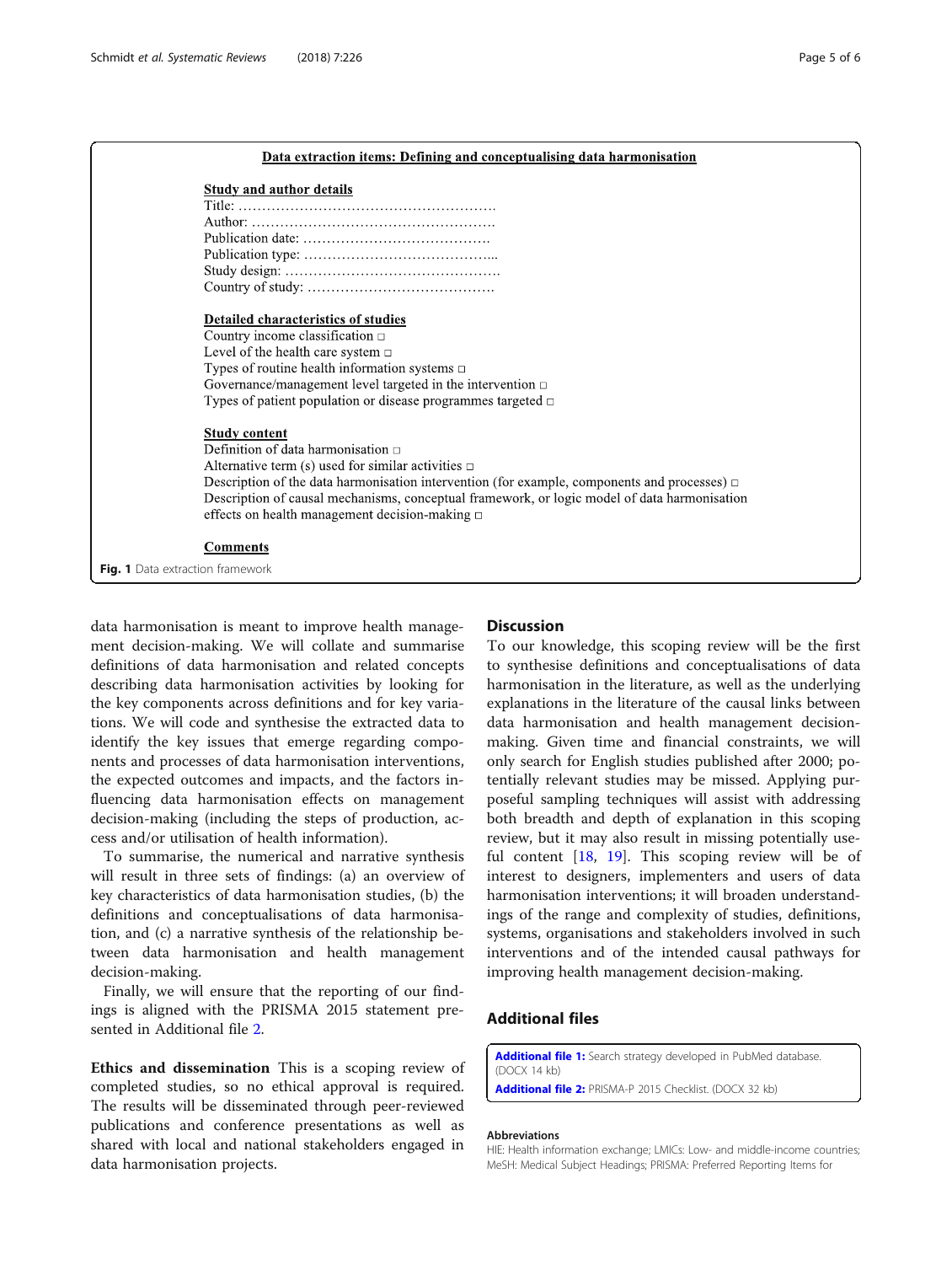**Data extraction items: Defining and conceptualising data harmonisation**

**Study and author details**

Title: ……………………………………………….

Author: …………………………………………….

Publication date: ………………………………….

Publication type: …………………………………...

Study design: ……………………………………….

Country of study: ………………………………….

**Detailed characteristics of studies**

Country income classification □

Level of the health care system □

Types of routine health information systems □

Governance/management level targeted in the intervention □

Types of patient population or disease programmes targeted □

**Study content**

Definition of data harmonisation □

Alternative term (s) used for similar activities □

Description of the data harmonisation intervention (for example, components and processes) □

Description of causal mechanisms, conceptual framework, or logic model of data harmonisation effects on health management decision-making □

**Comments**

**Fig. 1** Data extraction framework

data harmonisation is meant to improve health management decision-making. We will collate and summarise definitions of data harmonisation and related concepts describing data harmonisation activities by looking for the key components across definitions and for key variations. We will code and synthesise the extracted data to identify the key issues that emerge regarding components and processes of data harmonisation interventions, the expected outcomes and impacts, and the factors influencing data harmonisation effects on management decision-making (including the steps of production, access and/or utilisation of health information).

To summarise, the numerical and narrative synthesis will result in three sets of findings: (a) an overview of key characteristics of data harmonisation studies, (b) the definitions and conceptualisations of data harmonisation, and (c) a narrative synthesis of the relationship between data harmonisation and health management decision-making.

Finally, we will ensure that the reporting of our findings is aligned with the PRISMA 2015 statement presented in Additional file 2.

**Ethics and dissemination** This is a scoping review of completed studies, so no ethical approval is required. The results will be disseminated through peer-reviewed publications and conference presentations as well as shared with local and national stakeholders engaged in data harmonisation projects.

## Discussion

To our knowledge, this scoping review will be the first to synthesise definitions and conceptualisations of data harmonisation in the literature, as well as the underlying explanations in the literature of the causal links between data harmonisation and health management decision-making. Given time and financial constraints, we will only search for English studies published after 2000; potentially relevant studies may be missed. Applying purposeful sampling techniques will assist with addressing both breadth and depth of explanation in this scoping review, but it may also result in missing potentially useful content [18, 19]. This scoping review will be of interest to designers, implementers and users of data harmonisation interventions; it will broaden understandings of the range and complexity of studies, definitions, systems, organisations and stakeholders involved in such interventions and of the intended causal pathways for improving health management decision-making.

## Additional files

**Additional file 1:** Search strategy developed in PubMed database. (DOCX 14 kb)

**Additional file 2:** PRISMA-P 2015 Checklist. (DOCX 32 kb)

### Abbreviations

HIE: Health information exchange; LMICs: Low- and middle-income countries; MeSH: Medical Subject Headings; PRISMA: Preferred Reporting Items for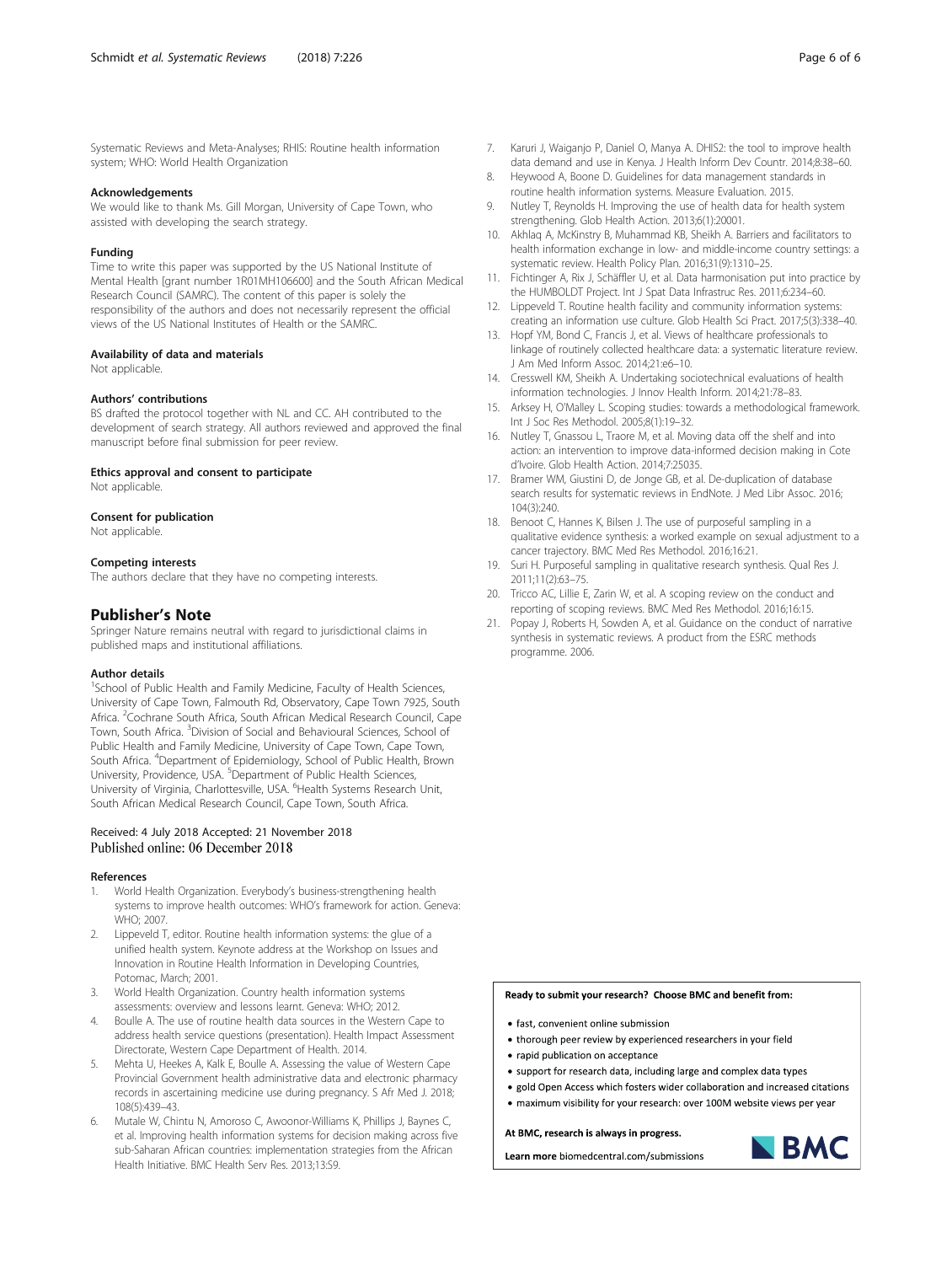Systematic Reviews and Meta-Analyses; RHIS: Routine health information system; WHO: World Health Organization

### Acknowledgements

We would like to thank Ms. Gill Morgan, University of Cape Town, who assisted with developing the search strategy.

### Funding

Time to write this paper was supported by the US National Institute of Mental Health [grant number 1R01MH106600] and the South African Medical Research Council (SAMRC). The content of this paper is solely the responsibility of the authors and does not necessarily represent the official views of the US National Institutes of Health or the SAMRC.

### Availability of data and materials

Not applicable.

### Authors' contributions

BS drafted the protocol together with NL and CC. AH contributed to the development of search strategy. All authors reviewed and approved the final manuscript before final submission for peer review.

### Ethics approval and consent to participate

Not applicable.

### Consent for publication

Not applicable.

### Competing interests

The authors declare that they have no competing interests.

## Publisher's Note

Springer Nature remains neutral with regard to jurisdictional claims in published maps and institutional affiliations.

### Author details

[1]School of Public Health and Family Medicine, Faculty of Health Sciences, University of Cape Town, Falmouth Rd, Observatory, Cape Town 7925, South Africa. [2]Cochrane South Africa, South African Medical Research Council, Cape Town, South Africa. [3]Division of Social and Behavioural Sciences, School of Public Health and Family Medicine, University of Cape Town, Cape Town, South Africa. [4]Department of Epidemiology, School of Public Health, Brown University, Providence, USA. [5]Department of Public Health Sciences, University of Virginia, Charlottesville, USA. [6]Health Systems Research Unit, South African Medical Research Council, Cape Town, South Africa.

Received: 4 July 2018 Accepted: 21 November 2018
Published online: 06 December 2018

### References

1. World Health Organization. Everybody's business-strengthening health systems to improve health outcomes: WHO's framework for action. Geneva: WHO; 2007.
2. Lippeveld T, editor. Routine health information systems: the glue of a unified health system. Keynote address at the Workshop on Issues and Innovation in Routine Health Information in Developing Countries, Potomac, March; 2001.
3. World Health Organization. Country health information systems assessments: overview and lessons learnt. Geneva: WHO; 2012.
4. Boulle A. The use of routine health data sources in the Western Cape to address health service questions (presentation). Health Impact Assessment Directorate, Western Cape Department of Health. 2014.
5. Mehta U, Heekes A, Kalk E, Boulle A. Assessing the value of Western Cape Provincial Government health administrative data and electronic pharmacy records in ascertaining medicine use during pregnancy. S Afr Med J. 2018; 108(5):439–43.
6. Mutale W, Chintu N, Amoroso C, Awoonor-Williams K, Phillips J, Baynes C, et al. Improving health information systems for decision making across five sub-Saharan African countries: implementation strategies from the African Health Initiative. BMC Health Serv Res. 2013;13:S9.
7. Karuri J, Waiganjo P, Daniel O, Manya A. DHIS2: the tool to improve health data demand and use in Kenya. J Health Inform Dev Countr. 2014;8:38–60.
8. Heywood A, Boone D. Guidelines for data management standards in routine health information systems. Measure Evaluation. 2015.
9. Nutley T, Reynolds H. Improving the use of health data for health system strengthening. Glob Health Action. 2013;6(1):20001.
10. Akhlaq A, McKinstry B, Muhammad KB, Sheikh A. Barriers and facilitators to health information exchange in low- and middle-income country settings: a systematic review. Health Policy Plan. 2016;31(9):1310–25.
11. Fichtinger A, Rix J, Schäffler U, et al. Data harmonisation put into practice by the HUMBOLDT Project. Int J Spat Data Infrastruc Res. 2011;6:234–60.
12. Lippeveld T. Routine health facility and community information systems: creating an information use culture. Glob Health Sci Pract. 2017;5(3):338–40.
13. Hopf YM, Bond C, Francis J, et al. Views of healthcare professionals to linkage of routinely collected healthcare data: a systematic literature review. J Am Med Inform Assoc. 2014;21:e6–10.
14. Cresswell KM, Sheikh A. Undertaking sociotechnical evaluations of health information technologies. J Innov Health Inform. 2014;21:78–83.
15. Arksey H, O'Malley L. Scoping studies: towards a methodological framework. Int J Soc Res Methodol. 2005;8(1):19–32.
16. Nutley T, Gnassou L, Traore M, et al. Moving data off the shelf and into action: an intervention to improve data-informed decision making in Cote d'Ivoire. Glob Health Action. 2014;7:25035.
17. Bramer WM, Giustini D, de Jonge GB, et al. De-duplication of database search results for systematic reviews in EndNote. J Med Libr Assoc. 2016; 104(3):240.
18. Benoot C, Hannes K, Bilsen J. The use of purposeful sampling in a qualitative evidence synthesis: a worked example on sexual adjustment to a cancer trajectory. BMC Med Res Methodol. 2016;16:21.
19. Suri H. Purposeful sampling in qualitative research synthesis. Qual Res J. 2011;11(2):63–75.
20. Tricco AC, Lillie E, Zarin W, et al. A scoping review on the conduct and reporting of scoping reviews. BMC Med Res Methodol. 2016;16:15.
21. Popay J, Roberts H, Sowden A, et al. Guidance on the conduct of narrative synthesis in systematic reviews. A product from the ESRC methods programme. 2006.

**Ready to submit your research? Choose BMC and benefit from:**

- fast, convenient online submission
- thorough peer review by experienced researchers in your field
- rapid publication on acceptance
- support for research data, including large and complex data types
- gold Open Access which fosters wider collaboration and increased citations
- maximum visibility for your research: over 100M website views per year

**At BMC, research is always in progress.**

**Learn more** biomedcentral.com/submissions

BMC